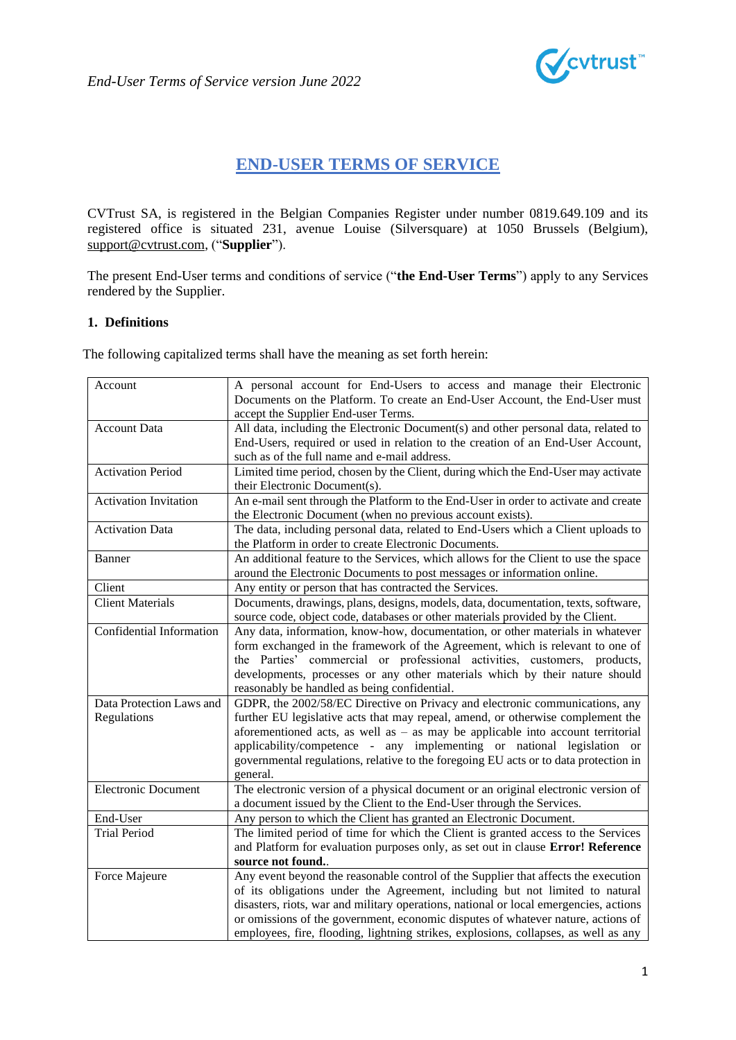# END-USER TERMS OF SERVICE

CVTrust SA, is registered in the Belgian Companies Register under number 0819.649.109 and its registered office is situated 231, avenue Louise (Silversquare) at 1050 Brussels (Belgium), support@cvtrust.com, ("**Supplier**").

The present End-User terms and conditions of service ("**the End-User Terms**") apply to any Services rendered by the Supplier.

## 1. Definitions

The following capitalized terms shall have the meaning as set forth herein:

| | |
|---|---|
| Account | A personal account for End-Users to access and manage their Electronic Documents on the Platform. To create an End-User Account, the End-User must accept the Supplier End-user Terms. |
| Account Data | All data, including the Electronic Document(s) and other personal data, related to End-Users, required or used in relation to the creation of an End-User Account, such as of the full name and e-mail address. |
| Activation Period | Limited time period, chosen by the Client, during which the End-User may activate their Electronic Document(s). |
| Activation Invitation | An e-mail sent through the Platform to the End-User in order to activate and create the Electronic Document (when no previous account exists). |
| Activation Data | The data, including personal data, related to End-Users which a Client uploads to the Platform in order to create Electronic Documents. |
| Banner | An additional feature to the Services, which allows for the Client to use the space around the Electronic Documents to post messages or information online. |
| Client | Any entity or person that has contracted the Services. |
| Client Materials | Documents, drawings, plans, designs, models, data, documentation, texts, software, source code, object code, databases or other materials provided by the Client. |
| Confidential Information | Any data, information, know-how, documentation, or other materials in whatever form exchanged in the framework of the Agreement, which is relevant to one of the Parties' commercial or professional activities, customers, products, developments, processes or any other materials which by their nature should reasonably be handled as being confidential. |
| Data Protection Laws and Regulations | GDPR, the 2002/58/EC Directive on Privacy and electronic communications, any further EU legislative acts that may repeal, amend, or otherwise complement the aforementioned acts, as well as – as may be applicable into account territorial applicability/competence - any implementing or national legislation or governmental regulations, relative to the foregoing EU acts or to data protection in general. |
| Electronic Document | The electronic version of a physical document or an original electronic version of a document issued by the Client to the End-User through the Services. |
| End-User | Any person to which the Client has granted an Electronic Document. |
| Trial Period | The limited period of time for which the Client is granted access to the Services and Platform for evaluation purposes only, as set out in clause **Error! Reference source not found.**. |
| Force Majeure | Any event beyond the reasonable control of the Supplier that affects the execution of its obligations under the Agreement, including but not limited to natural disasters, riots, war and military operations, national or local emergencies, actions or omissions of the government, economic disputes of whatever nature, actions of employees, fire, flooding, lightning strikes, explosions, collapses, as well as any |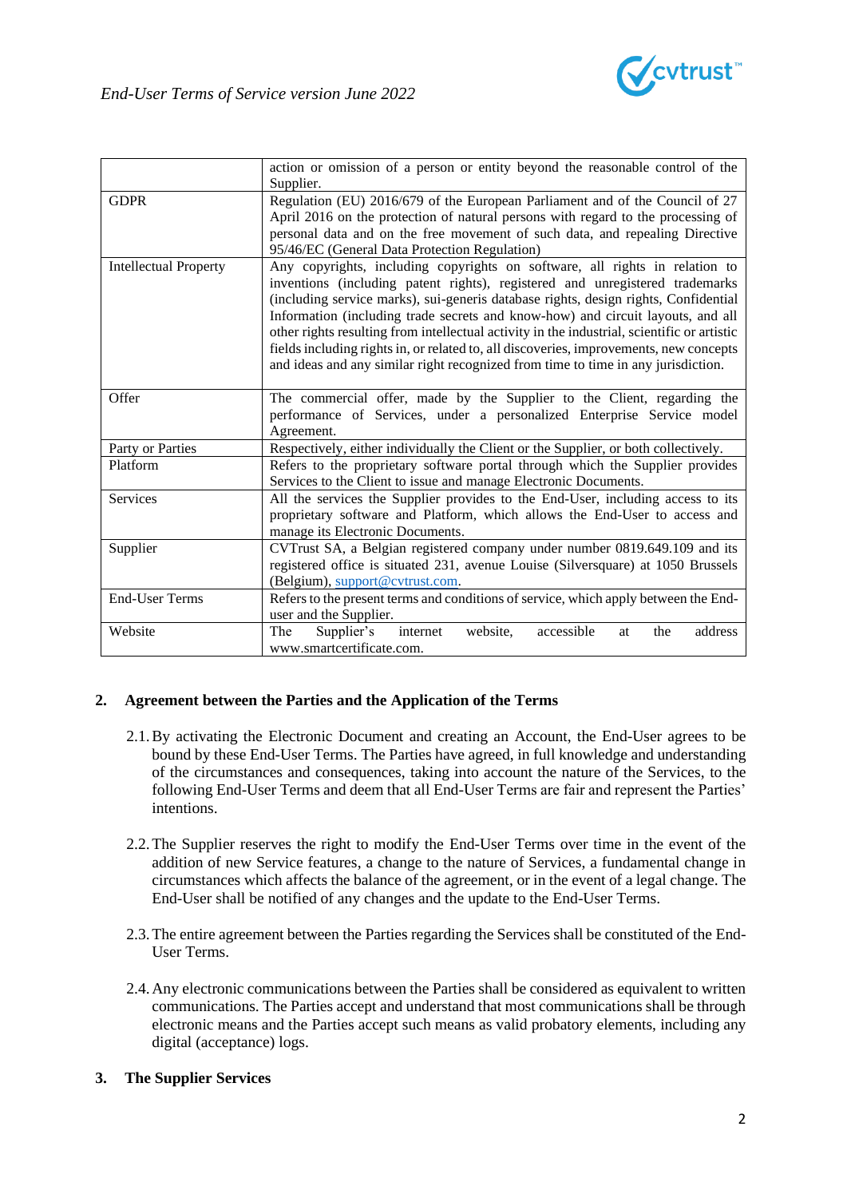| | |
|---|---|
| | action or omission of a person or entity beyond the reasonable control of the Supplier. |
| GDPR | Regulation (EU) 2016/679 of the European Parliament and of the Council of 27 April 2016 on the protection of natural persons with regard to the processing of personal data and on the free movement of such data, and repealing Directive 95/46/EC (General Data Protection Regulation) |
| Intellectual Property | Any copyrights, including copyrights on software, all rights in relation to inventions (including patent rights), registered and unregistered trademarks (including service marks), sui-generis database rights, design rights, Confidential Information (including trade secrets and know-how) and circuit layouts, and all other rights resulting from intellectual activity in the industrial, scientific or artistic fields including rights in, or related to, all discoveries, improvements, new concepts and ideas and any similar right recognized from time to time in any jurisdiction. |
| Offer | The commercial offer, made by the Supplier to the Client, regarding the performance of Services, under a personalized Enterprise Service model Agreement. |
| Party or Parties | Respectively, either individually the Client or the Supplier, or both collectively. |
| Platform | Refers to the proprietary software portal through which the Supplier provides Services to the Client to issue and manage Electronic Documents. |
| Services | All the services the Supplier provides to the End-User, including access to its proprietary software and Platform, which allows the End-User to access and manage its Electronic Documents. |
| Supplier | CVTrust SA, a Belgian registered company under number 0819.649.109 and its registered office is situated 231, avenue Louise (Silversquare) at 1050 Brussels (Belgium), support@cvtrust.com. |
| End-User Terms | Refers to the present terms and conditions of service, which apply between the End-user and the Supplier. |
| Website | The Supplier's internet website, accessible at the address www.smartcertificate.com. |

## 2. Agreement between the Parties and the Application of the Terms

2.1. By activating the Electronic Document and creating an Account, the End-User agrees to be bound by these End-User Terms. The Parties have agreed, in full knowledge and understanding of the circumstances and consequences, taking into account the nature of the Services, to the following End-User Terms and deem that all End-User Terms are fair and represent the Parties' intentions.

2.2. The Supplier reserves the right to modify the End-User Terms over time in the event of the addition of new Service features, a change to the nature of Services, a fundamental change in circumstances which affects the balance of the agreement, or in the event of a legal change. The End-User shall be notified of any changes and the update to the End-User Terms.

2.3. The entire agreement between the Parties regarding the Services shall be constituted of the End-User Terms.

2.4. Any electronic communications between the Parties shall be considered as equivalent to written communications. The Parties accept and understand that most communications shall be through electronic means and the Parties accept such means as valid probatory elements, including any digital (acceptance) logs.

## 3. The Supplier Services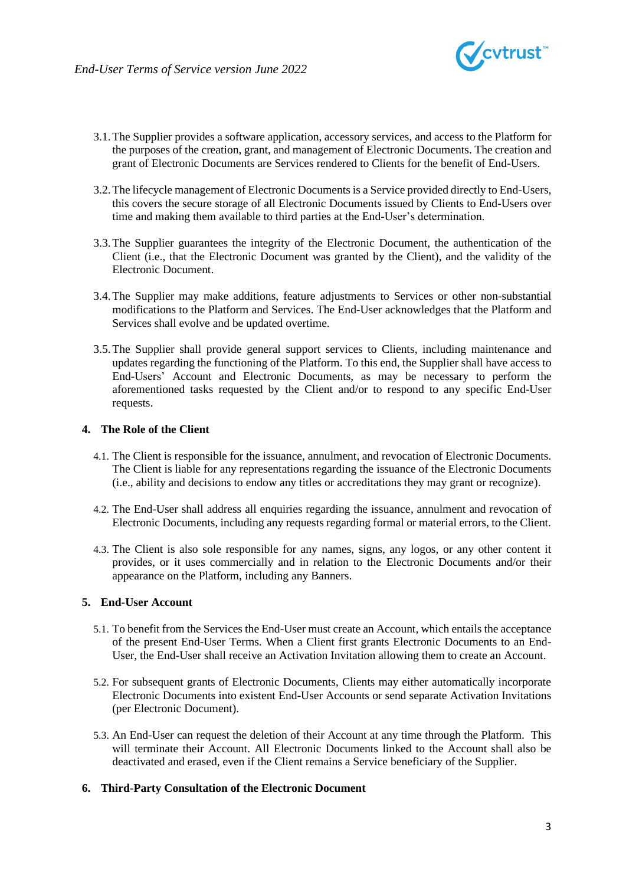3.1. The Supplier provides a software application, accessory services, and access to the Platform for the purposes of the creation, grant, and management of Electronic Documents. The creation and grant of Electronic Documents are Services rendered to Clients for the benefit of End-Users.

3.2. The lifecycle management of Electronic Documents is a Service provided directly to End-Users, this covers the secure storage of all Electronic Documents issued by Clients to End-Users over time and making them available to third parties at the End-User's determination.

3.3. The Supplier guarantees the integrity of the Electronic Document, the authentication of the Client (i.e., that the Electronic Document was granted by the Client), and the validity of the Electronic Document.

3.4. The Supplier may make additions, feature adjustments to Services or other non-substantial modifications to the Platform and Services. The End-User acknowledges that the Platform and Services shall evolve and be updated overtime.

3.5. The Supplier shall provide general support services to Clients, including maintenance and updates regarding the functioning of the Platform. To this end, the Supplier shall have access to End-Users' Account and Electronic Documents, as may be necessary to perform the aforementioned tasks requested by the Client and/or to respond to any specific End-User requests.

## 4. The Role of the Client

4.1. The Client is responsible for the issuance, annulment, and revocation of Electronic Documents. The Client is liable for any representations regarding the issuance of the Electronic Documents (i.e., ability and decisions to endow any titles or accreditations they may grant or recognize).

4.2. The End-User shall address all enquiries regarding the issuance, annulment and revocation of Electronic Documents, including any requests regarding formal or material errors, to the Client.

4.3. The Client is also sole responsible for any names, signs, any logos, or any other content it provides, or it uses commercially and in relation to the Electronic Documents and/or their appearance on the Platform, including any Banners.

## 5. End-User Account

5.1. To benefit from the Services the End-User must create an Account, which entails the acceptance of the present End-User Terms. When a Client first grants Electronic Documents to an End-User, the End-User shall receive an Activation Invitation allowing them to create an Account.

5.2. For subsequent grants of Electronic Documents, Clients may either automatically incorporate Electronic Documents into existent End-User Accounts or send separate Activation Invitations (per Electronic Document).

5.3. An End-User can request the deletion of their Account at any time through the Platform. This will terminate their Account. All Electronic Documents linked to the Account shall also be deactivated and erased, even if the Client remains a Service beneficiary of the Supplier.

## 6. Third-Party Consultation of the Electronic Document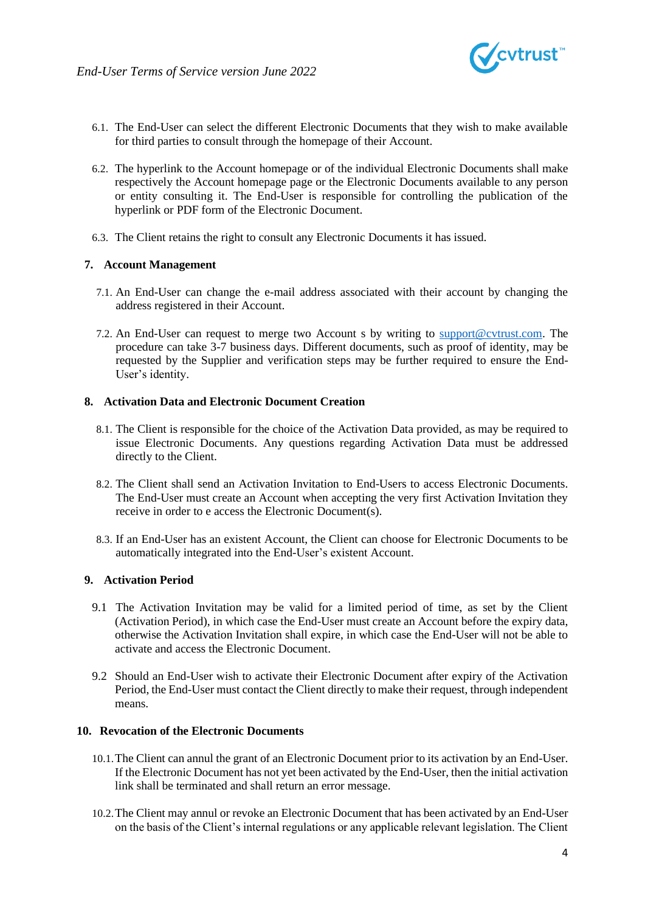6.1. The End-User can select the different Electronic Documents that they wish to make available for third parties to consult through the homepage of their Account.

6.2. The hyperlink to the Account homepage or of the individual Electronic Documents shall make respectively the Account homepage page or the Electronic Documents available to any person or entity consulting it. The End-User is responsible for controlling the publication of the hyperlink or PDF form of the Electronic Document.

6.3. The Client retains the right to consult any Electronic Documents it has issued.

## 7. Account Management

7.1. An End-User can change the e-mail address associated with their account by changing the address registered in their Account.

7.2. An End-User can request to merge two Account s by writing to support@cvtrust.com. The procedure can take 3-7 business days. Different documents, such as proof of identity, may be requested by the Supplier and verification steps may be further required to ensure the End-User's identity.

## 8. Activation Data and Electronic Document Creation

8.1. The Client is responsible for the choice of the Activation Data provided, as may be required to issue Electronic Documents. Any questions regarding Activation Data must be addressed directly to the Client.

8.2. The Client shall send an Activation Invitation to End-Users to access Electronic Documents. The End-User must create an Account when accepting the very first Activation Invitation they receive in order to e access the Electronic Document(s).

8.3. If an End-User has an existent Account, the Client can choose for Electronic Documents to be automatically integrated into the End-User's existent Account.

## 9. Activation Period

9.1 The Activation Invitation may be valid for a limited period of time, as set by the Client (Activation Period), in which case the End-User must create an Account before the expiry data, otherwise the Activation Invitation shall expire, in which case the End-User will not be able to activate and access the Electronic Document.

9.2 Should an End-User wish to activate their Electronic Document after expiry of the Activation Period, the End-User must contact the Client directly to make their request, through independent means.

## 10. Revocation of the Electronic Documents

10.1. The Client can annul the grant of an Electronic Document prior to its activation by an End-User. If the Electronic Document has not yet been activated by the End-User, then the initial activation link shall be terminated and shall return an error message.

10.2. The Client may annul or revoke an Electronic Document that has been activated by an End-User on the basis of the Client's internal regulations or any applicable relevant legislation. The Client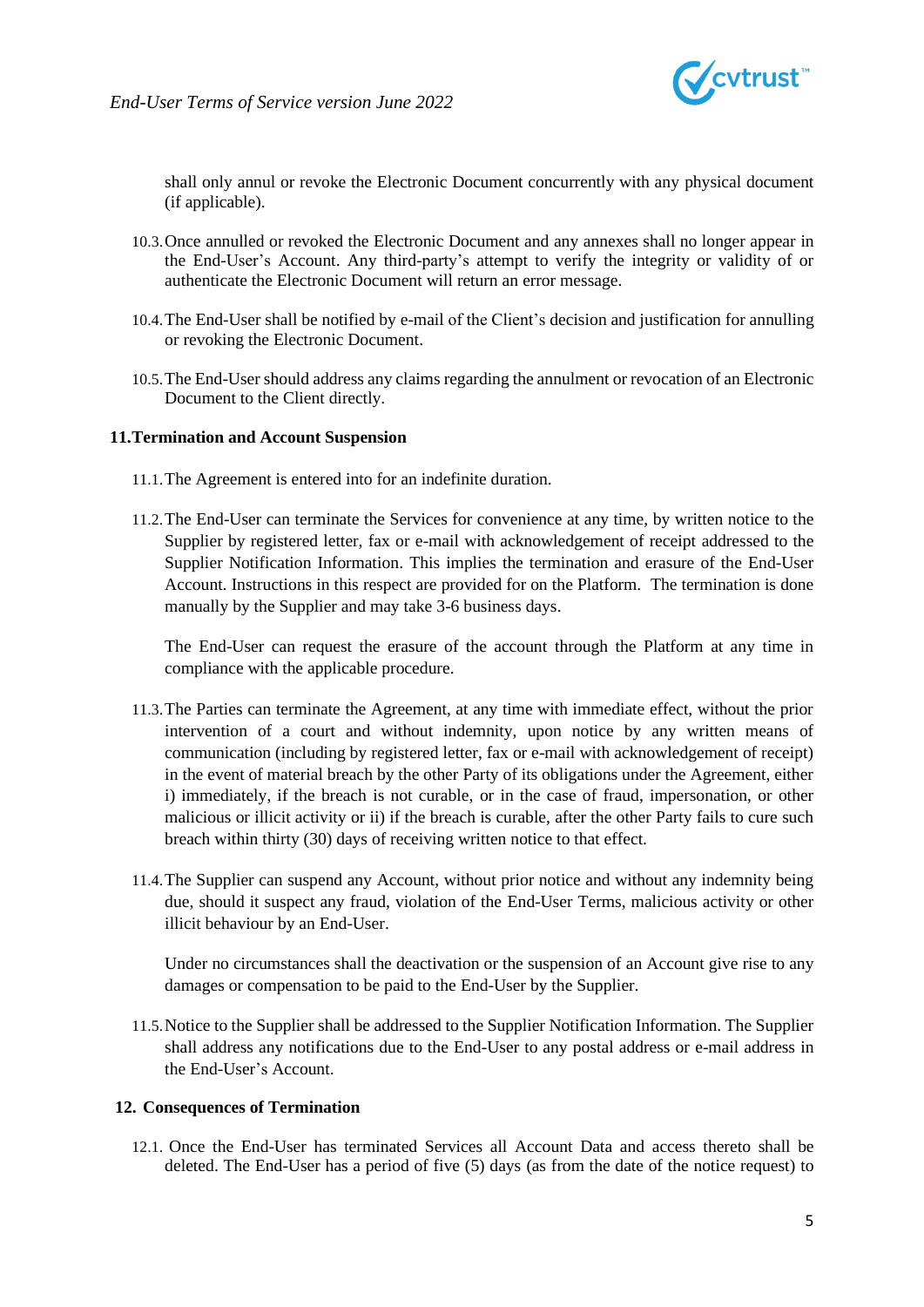shall only annul or revoke the Electronic Document concurrently with any physical document (if applicable).

10.3. Once annulled or revoked the Electronic Document and any annexes shall no longer appear in the End-User's Account. Any third-party's attempt to verify the integrity or validity of or authenticate the Electronic Document will return an error message.

10.4. The End-User shall be notified by e-mail of the Client's decision and justification for annulling or revoking the Electronic Document.

10.5. The End-User should address any claims regarding the annulment or revocation of an Electronic Document to the Client directly.

## 11. Termination and Account Suspension

11.1. The Agreement is entered into for an indefinite duration.

11.2. The End-User can terminate the Services for convenience at any time, by written notice to the Supplier by registered letter, fax or e-mail with acknowledgement of receipt addressed to the Supplier Notification Information. This implies the termination and erasure of the End-User Account. Instructions in this respect are provided for on the Platform. The termination is done manually by the Supplier and may take 3-6 business days.

The End-User can request the erasure of the account through the Platform at any time in compliance with the applicable procedure.

11.3. The Parties can terminate the Agreement, at any time with immediate effect, without the prior intervention of a court and without indemnity, upon notice by any written means of communication (including by registered letter, fax or e-mail with acknowledgement of receipt) in the event of material breach by the other Party of its obligations under the Agreement, either i) immediately, if the breach is not curable, or in the case of fraud, impersonation, or other malicious or illicit activity or ii) if the breach is curable, after the other Party fails to cure such breach within thirty (30) days of receiving written notice to that effect.

11.4. The Supplier can suspend any Account, without prior notice and without any indemnity being due, should it suspect any fraud, violation of the End-User Terms, malicious activity or other illicit behaviour by an End-User.

Under no circumstances shall the deactivation or the suspension of an Account give rise to any damages or compensation to be paid to the End-User by the Supplier.

11.5. Notice to the Supplier shall be addressed to the Supplier Notification Information. The Supplier shall address any notifications due to the End-User to any postal address or e-mail address in the End-User's Account.

## 12. Consequences of Termination

12.1. Once the End-User has terminated Services all Account Data and access thereto shall be deleted. The End-User has a period of five (5) days (as from the date of the notice request) to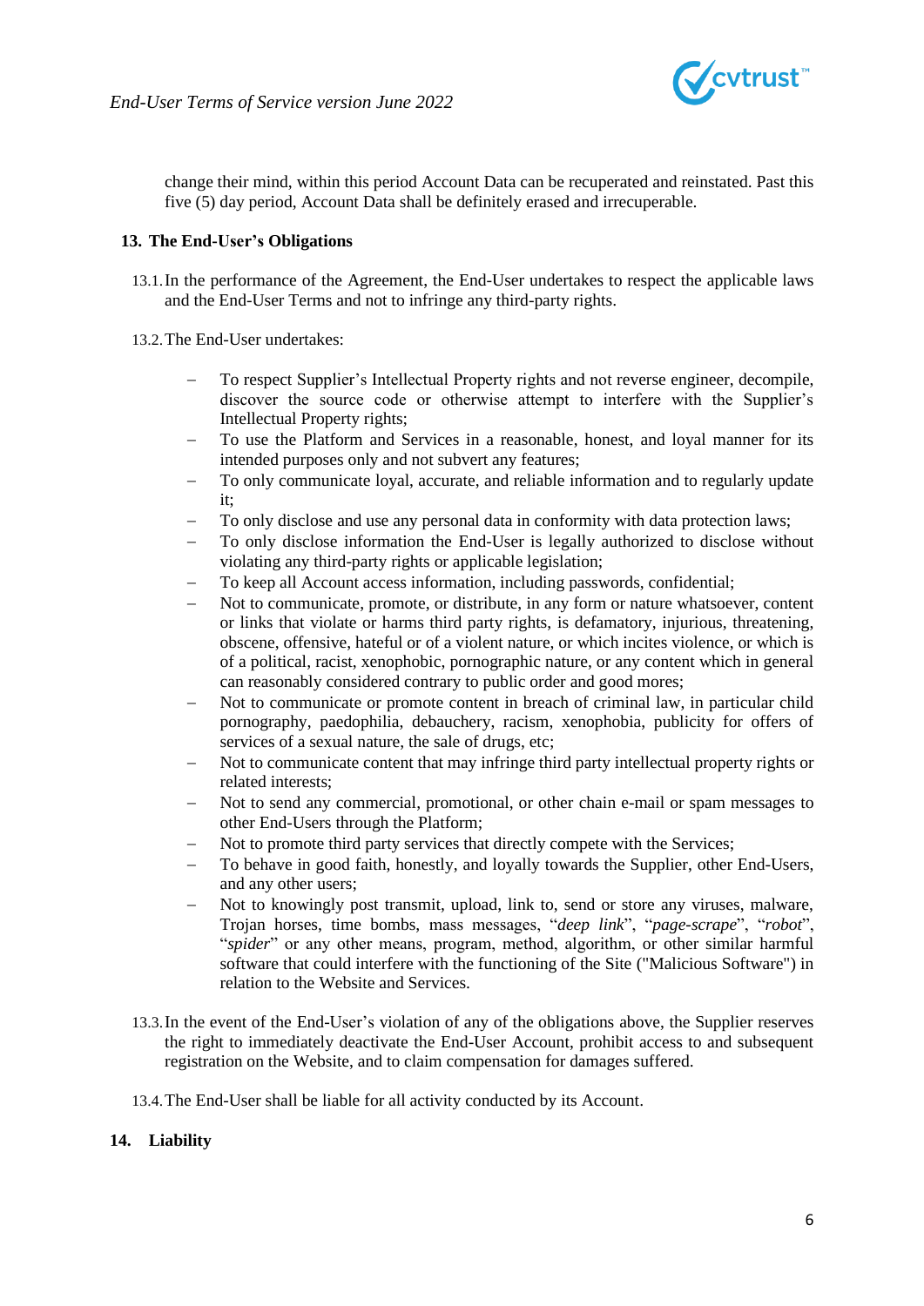change their mind, within this period Account Data can be recuperated and reinstated. Past this five (5) day period, Account Data shall be definitely erased and irrecuperable.

## 13. The End-User's Obligations

13.1. In the performance of the Agreement, the End-User undertakes to respect the applicable laws and the End-User Terms and not to infringe any third-party rights.

13.2. The End-User undertakes:

- To respect Supplier's Intellectual Property rights and not reverse engineer, decompile, discover the source code or otherwise attempt to interfere with the Supplier's Intellectual Property rights;
- To use the Platform and Services in a reasonable, honest, and loyal manner for its intended purposes only and not subvert any features;
- To only communicate loyal, accurate, and reliable information and to regularly update it;
- To only disclose and use any personal data in conformity with data protection laws;
- To only disclose information the End-User is legally authorized to disclose without violating any third-party rights or applicable legislation;
- To keep all Account access information, including passwords, confidential;
- Not to communicate, promote, or distribute, in any form or nature whatsoever, content or links that violate or harms third party rights, is defamatory, injurious, threatening, obscene, offensive, hateful or of a violent nature, or which incites violence, or which is of a political, racist, xenophobic, pornographic nature, or any content which in general can reasonably considered contrary to public order and good mores;
- Not to communicate or promote content in breach of criminal law, in particular child pornography, paedophilia, debauchery, racism, xenophobia, publicity for offers of services of a sexual nature, the sale of drugs, etc;
- Not to communicate content that may infringe third party intellectual property rights or related interests;
- Not to send any commercial, promotional, or other chain e-mail or spam messages to other End-Users through the Platform;
- Not to promote third party services that directly compete with the Services;
- To behave in good faith, honestly, and loyally towards the Supplier, other End-Users, and any other users;
- Not to knowingly post transmit, upload, link to, send or store any viruses, malware, Trojan horses, time bombs, mass messages, "*deep link*", "*page-scrape*", "*robot*", "*spider*" or any other means, program, method, algorithm, or other similar harmful software that could interfere with the functioning of the Site ("Malicious Software") in relation to the Website and Services.

13.3. In the event of the End-User's violation of any of the obligations above, the Supplier reserves the right to immediately deactivate the End-User Account, prohibit access to and subsequent registration on the Website, and to claim compensation for damages suffered.

13.4. The End-User shall be liable for all activity conducted by its Account.

## 14. Liability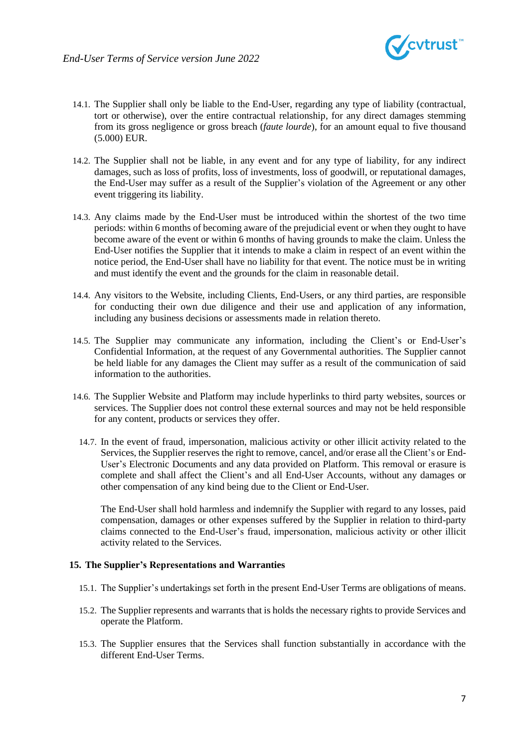14.1. The Supplier shall only be liable to the End-User, regarding any type of liability (contractual, tort or otherwise), over the entire contractual relationship, for any direct damages stemming from its gross negligence or gross breach (*faute lourde*), for an amount equal to five thousand (5.000) EUR.

14.2. The Supplier shall not be liable, in any event and for any type of liability, for any indirect damages, such as loss of profits, loss of investments, loss of goodwill, or reputational damages, the End-User may suffer as a result of the Supplier's violation of the Agreement or any other event triggering its liability.

14.3. Any claims made by the End-User must be introduced within the shortest of the two time periods: within 6 months of becoming aware of the prejudicial event or when they ought to have become aware of the event or within 6 months of having grounds to make the claim. Unless the End-User notifies the Supplier that it intends to make a claim in respect of an event within the notice period, the End-User shall have no liability for that event. The notice must be in writing and must identify the event and the grounds for the claim in reasonable detail.

14.4. Any visitors to the Website, including Clients, End-Users, or any third parties, are responsible for conducting their own due diligence and their use and application of any information, including any business decisions or assessments made in relation thereto.

14.5. The Supplier may communicate any information, including the Client's or End-User's Confidential Information, at the request of any Governmental authorities. The Supplier cannot be held liable for any damages the Client may suffer as a result of the communication of said information to the authorities.

14.6. The Supplier Website and Platform may include hyperlinks to third party websites, sources or services. The Supplier does not control these external sources and may not be held responsible for any content, products or services they offer.

14.7. In the event of fraud, impersonation, malicious activity or other illicit activity related to the Services, the Supplier reserves the right to remove, cancel, and/or erase all the Client's or End-User's Electronic Documents and any data provided on Platform. This removal or erasure is complete and shall affect the Client's and all End-User Accounts, without any damages or other compensation of any kind being due to the Client or End-User.

The End-User shall hold harmless and indemnify the Supplier with regard to any losses, paid compensation, damages or other expenses suffered by the Supplier in relation to third-party claims connected to the End-User's fraud, impersonation, malicious activity or other illicit activity related to the Services.

## 15. The Supplier's Representations and Warranties

15.1. The Supplier's undertakings set forth in the present End-User Terms are obligations of means.

15.2. The Supplier represents and warrants that is holds the necessary rights to provide Services and operate the Platform.

15.3. The Supplier ensures that the Services shall function substantially in accordance with the different End-User Terms.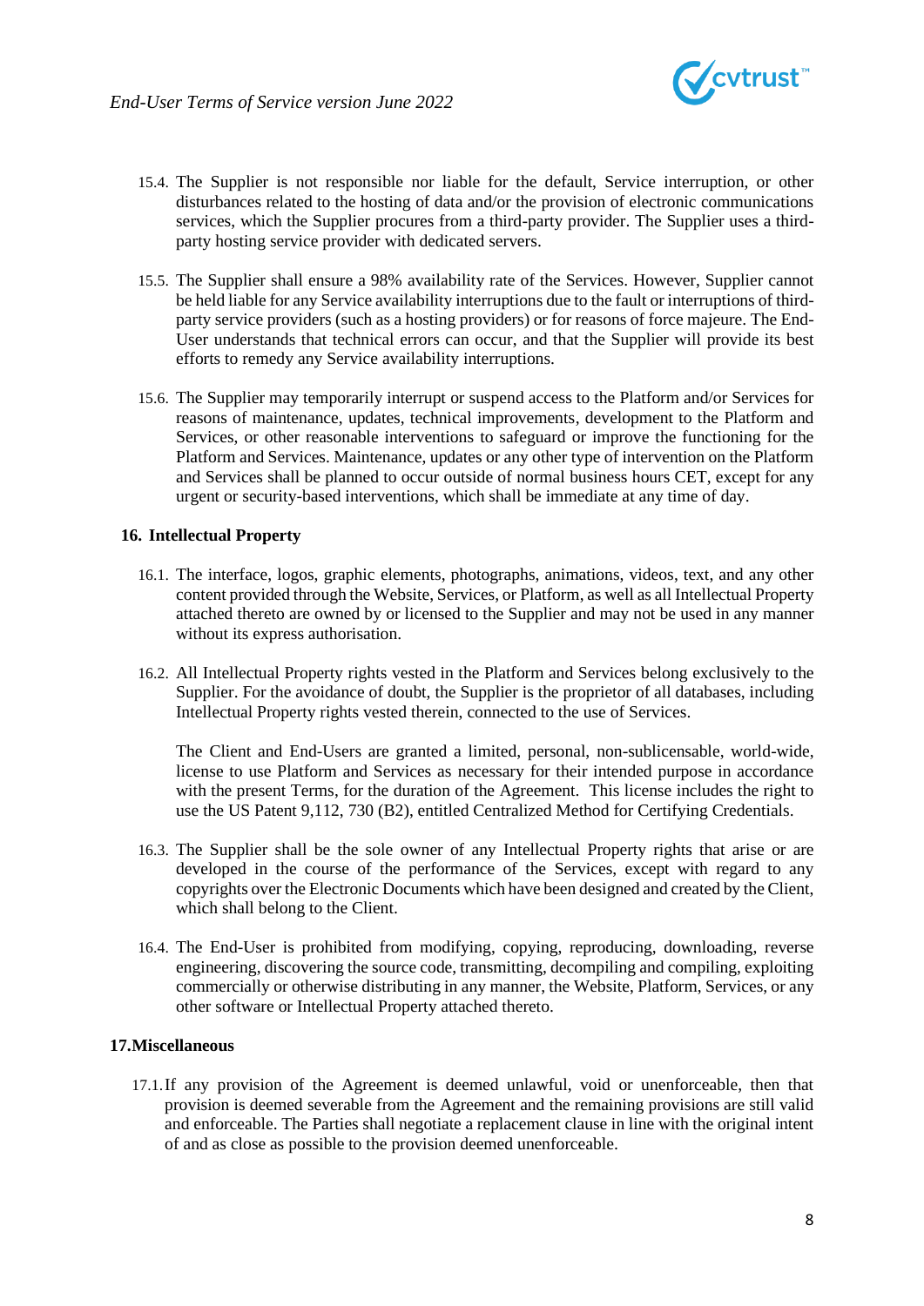15.4. The Supplier is not responsible nor liable for the default, Service interruption, or other disturbances related to the hosting of data and/or the provision of electronic communications services, which the Supplier procures from a third-party provider. The Supplier uses a third-party hosting service provider with dedicated servers.

15.5. The Supplier shall ensure a 98% availability rate of the Services. However, Supplier cannot be held liable for any Service availability interruptions due to the fault or interruptions of third-party service providers (such as a hosting providers) or for reasons of force majeure. The End-User understands that technical errors can occur, and that the Supplier will provide its best efforts to remedy any Service availability interruptions.

15.6. The Supplier may temporarily interrupt or suspend access to the Platform and/or Services for reasons of maintenance, updates, technical improvements, development to the Platform and Services, or other reasonable interventions to safeguard or improve the functioning for the Platform and Services. Maintenance, updates or any other type of intervention on the Platform and Services shall be planned to occur outside of normal business hours CET, except for any urgent or security-based interventions, which shall be immediate at any time of day.

## 16. Intellectual Property

16.1. The interface, logos, graphic elements, photographs, animations, videos, text, and any other content provided through the Website, Services, or Platform, as well as all Intellectual Property attached thereto are owned by or licensed to the Supplier and may not be used in any manner without its express authorisation.

16.2. All Intellectual Property rights vested in the Platform and Services belong exclusively to the Supplier. For the avoidance of doubt, the Supplier is the proprietor of all databases, including Intellectual Property rights vested therein, connected to the use of Services.

The Client and End-Users are granted a limited, personal, non-sublicensable, world-wide, license to use Platform and Services as necessary for their intended purpose in accordance with the present Terms, for the duration of the Agreement. This license includes the right to use the US Patent 9,112, 730 (B2), entitled Centralized Method for Certifying Credentials.

16.3. The Supplier shall be the sole owner of any Intellectual Property rights that arise or are developed in the course of the performance of the Services, except with regard to any copyrights over the Electronic Documents which have been designed and created by the Client, which shall belong to the Client.

16.4. The End-User is prohibited from modifying, copying, reproducing, downloading, reverse engineering, discovering the source code, transmitting, decompiling and compiling, exploiting commercially or otherwise distributing in any manner, the Website, Platform, Services, or any other software or Intellectual Property attached thereto.

## 17. Miscellaneous

17.1. If any provision of the Agreement is deemed unlawful, void or unenforceable, then that provision is deemed severable from the Agreement and the remaining provisions are still valid and enforceable. The Parties shall negotiate a replacement clause in line with the original intent of and as close as possible to the provision deemed unenforceable.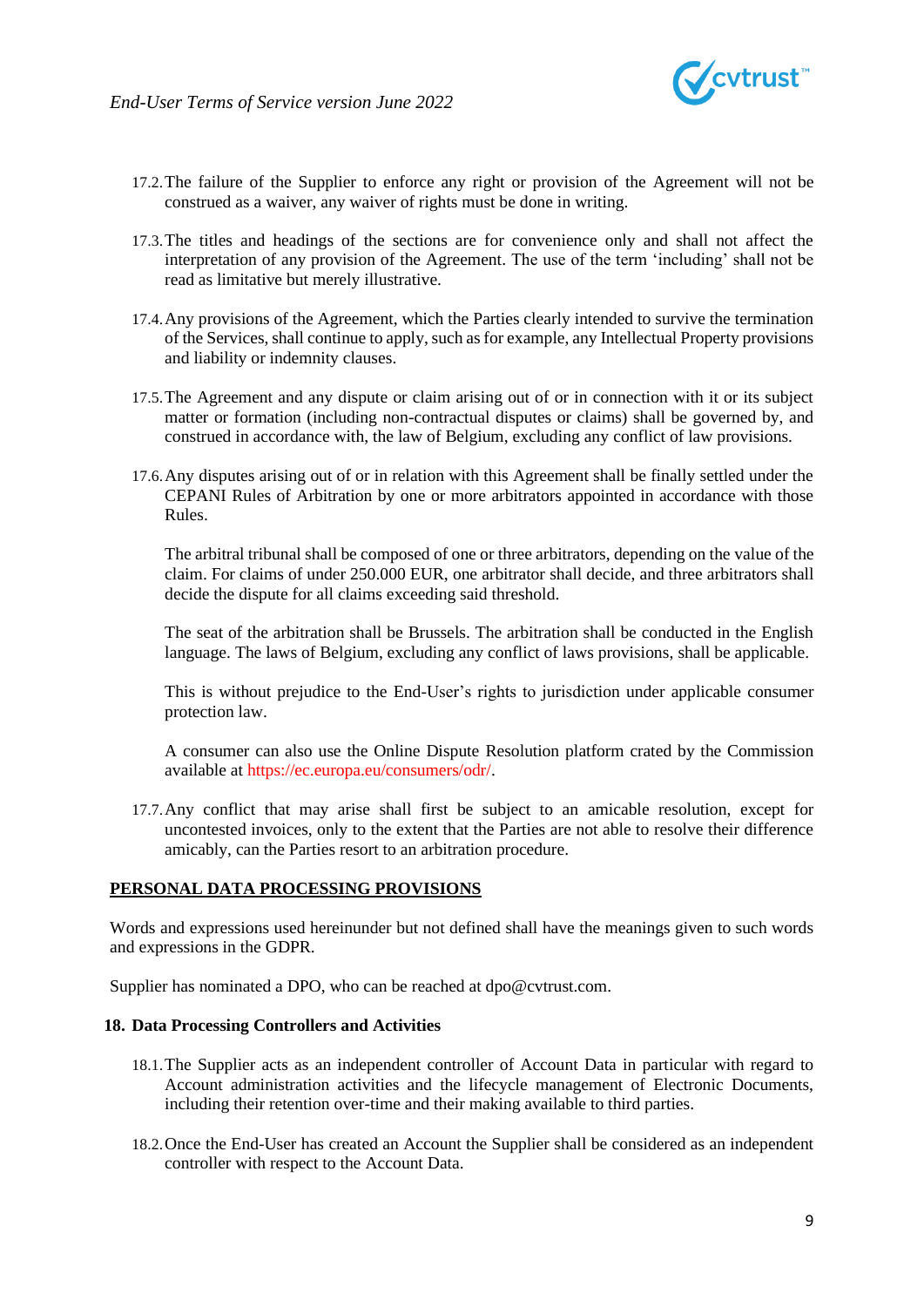17.2. The failure of the Supplier to enforce any right or provision of the Agreement will not be construed as a waiver, any waiver of rights must be done in writing.

17.3. The titles and headings of the sections are for convenience only and shall not affect the interpretation of any provision of the Agreement. The use of the term 'including' shall not be read as limitative but merely illustrative.

17.4. Any provisions of the Agreement, which the Parties clearly intended to survive the termination of the Services, shall continue to apply, such as for example, any Intellectual Property provisions and liability or indemnity clauses.

17.5. The Agreement and any dispute or claim arising out of or in connection with it or its subject matter or formation (including non-contractual disputes or claims) shall be governed by, and construed in accordance with, the law of Belgium, excluding any conflict of law provisions.

17.6. Any disputes arising out of or in relation with this Agreement shall be finally settled under the CEPANI Rules of Arbitration by one or more arbitrators appointed in accordance with those Rules.

The arbitral tribunal shall be composed of one or three arbitrators, depending on the value of the claim. For claims of under 250.000 EUR, one arbitrator shall decide, and three arbitrators shall decide the dispute for all claims exceeding said threshold.

The seat of the arbitration shall be Brussels. The arbitration shall be conducted in the English language. The laws of Belgium, excluding any conflict of laws provisions, shall be applicable.

This is without prejudice to the End-User's rights to jurisdiction under applicable consumer protection law.

A consumer can also use the Online Dispute Resolution platform crated by the Commission available at https://ec.europa.eu/consumers/odr/.

17.7. Any conflict that may arise shall first be subject to an amicable resolution, except for uncontested invoices, only to the extent that the Parties are not able to resolve their difference amicably, can the Parties resort to an arbitration procedure.

## PERSONAL DATA PROCESSING PROVISIONS

Words and expressions used hereinunder but not defined shall have the meanings given to such words and expressions in the GDPR.

Supplier has nominated a DPO, who can be reached at dpo@cvtrust.com.

### 18. Data Processing Controllers and Activities

18.1. The Supplier acts as an independent controller of Account Data in particular with regard to Account administration activities and the lifecycle management of Electronic Documents, including their retention over-time and their making available to third parties.

18.2. Once the End-User has created an Account the Supplier shall be considered as an independent controller with respect to the Account Data.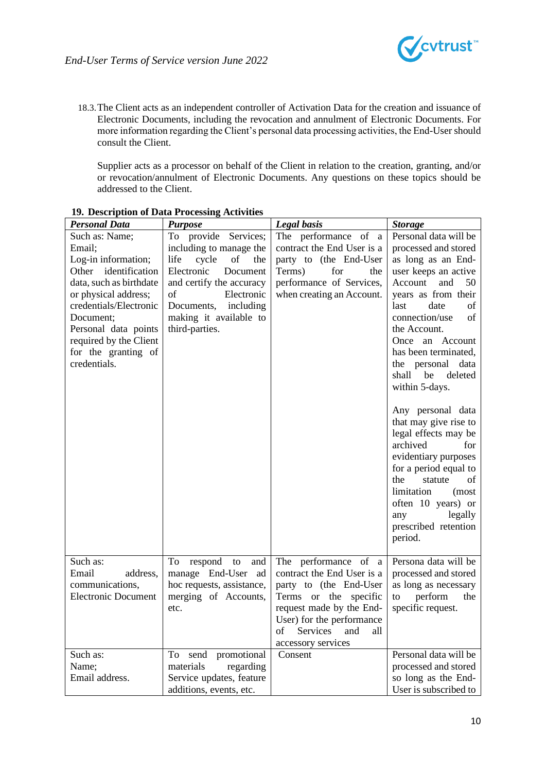18.3. The Client acts as an independent controller of Activation Data for the creation and issuance of Electronic Documents, including the revocation and annulment of Electronic Documents. For more information regarding the Client's personal data processing activities, the End-User should consult the Client.

Supplier acts as a processor on behalf of the Client in relation to the creation, granting, and/or or revocation/annulment of Electronic Documents. Any questions on these topics should be addressed to the Client.

## 19. Description of Data Processing Activities

| *Personal Data* | *Purpose* | *Legal basis* | *Storage* |
|---|---|---|---|
| Such as: Name; Email; Log-in information; Other identification data, such as birthdate or physical address; credentials/Electronic Document; Personal data points required by the Client for the granting of credentials. | To provide Services; including to manage the life cycle of the Electronic Document and certify the accuracy of Electronic Documents, including making it available to third-parties. | The performance of a contract the End User is a party to (the End-User Terms) for the performance of Services, when creating an Account. | Personal data will be processed and stored as long as an End-user keeps an active Account and 50 years as from their last date of connection/use of the Account. Once an Account has been terminated, the personal data shall be deleted within 5-days. <br><br> Any personal data that may give rise to legal effects may be archived for evidentiary purposes for a period equal to the statute of limitation (most often 10 years) or any legally prescribed retention period. |
| Such as: Email address, communications, Electronic Document | To respond to and manage End-User ad hoc requests, assistance, merging of Accounts, etc. | The performance of a contract the End User is a party to (the End-User Terms or the specific request made by the End-User) for the performance of Services and all accessory services | Persona data will be processed and stored as long as necessary to perform the specific request. |
| Such as: Name; Email address. | To send promotional materials regarding Service updates, feature additions, events, etc. | Consent | Personal data will be processed and stored so long as the End-User is subscribed to |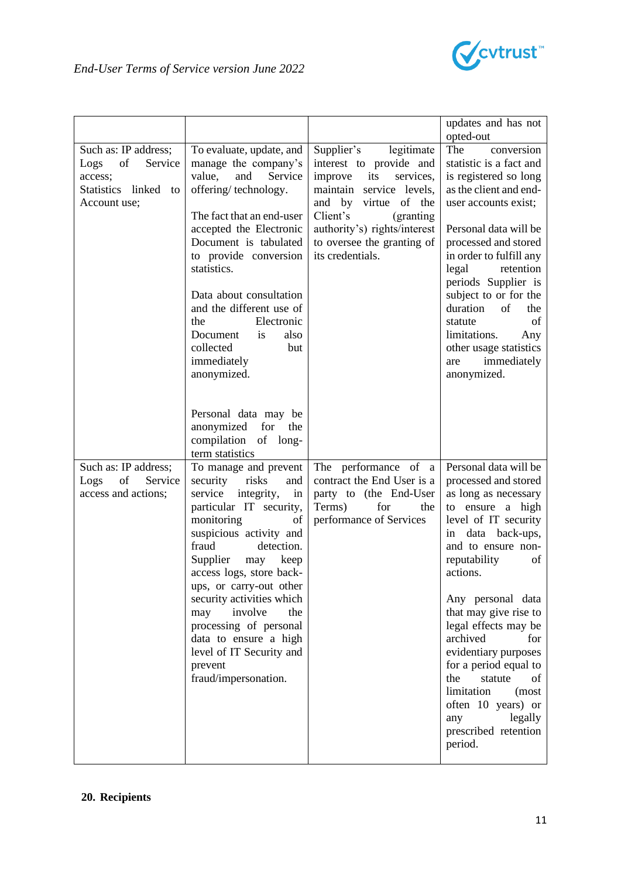| | | | |
|---|---|---|---|
| | | | updates and has not opted-out |
| Such as: IP address; Logs of Service access; Statistics linked to Account use; | To evaluate, update, and manage the company's value, and Service offering/ technology. The fact that an end-user accepted the Electronic Document is tabulated to provide conversion statistics. Data about consultation and the different use of the Electronic Document is also collected but immediately anonymized. Personal data may be anonymized for the compilation of long-term statistics | Supplier's legitimate interest to provide and improve its services, maintain service levels, and by virtue of the Client's (granting authority's) rights/interest to oversee the granting of its credentials. | The conversion statistic is a fact and is registered so long as the client and end-user accounts exist; Personal data will be processed and stored in order to fulfill any legal retention periods Supplier is subject to or for the duration of the statute of limitations. Any other usage statistics are immediately anonymized. |
| Such as: IP address; Logs of Service access and actions; | To manage and prevent security risks and service integrity, in particular IT security, monitoring of suspicious activity and fraud detection. Supplier may keep access logs, store back-ups, or carry-out other security activities which may involve the processing of personal data to ensure a high level of IT Security and prevent fraud/impersonation. | The performance of a contract the End User is a party to (the End-User Terms) for the performance of Services | Personal data will be processed and stored as long as necessary to ensure a high level of IT security in data back-ups, and to ensure non-reputability of actions. Any personal data that may give rise to legal effects may be archived for evidentiary purposes for a period equal to the statute of limitation (most often 10 years) or any legally prescribed retention period. |

## 20. Recipients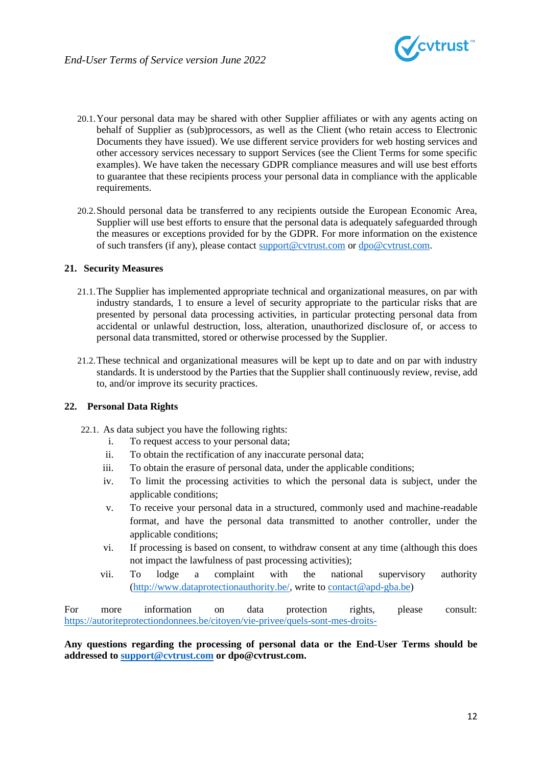20.1. Your personal data may be shared with other Supplier affiliates or with any agents acting on behalf of Supplier as (sub)processors, as well as the Client (who retain access to Electronic Documents they have issued). We use different service providers for web hosting services and other accessory services necessary to support Services (see the Client Terms for some specific examples). We have taken the necessary GDPR compliance measures and will use best efforts to guarantee that these recipients process your personal data in compliance with the applicable requirements.

20.2. Should personal data be transferred to any recipients outside the European Economic Area, Supplier will use best efforts to ensure that the personal data is adequately safeguarded through the measures or exceptions provided for by the GDPR. For more information on the existence of such transfers (if any), please contact support@cvtrust.com or dpo@cvtrust.com.

## 21. Security Measures

21.1. The Supplier has implemented appropriate technical and organizational measures, on par with industry standards, 1 to ensure a level of security appropriate to the particular risks that are presented by personal data processing activities, in particular protecting personal data from accidental or unlawful destruction, loss, alteration, unauthorized disclosure of, or access to personal data transmitted, stored or otherwise processed by the Supplier.

21.2. These technical and organizational measures will be kept up to date and on par with industry standards. It is understood by the Parties that the Supplier shall continuously review, revise, add to, and/or improve its security practices.

## 22. Personal Data Rights

22.1. As data subject you have the following rights:

i. To request access to your personal data;

ii. To obtain the rectification of any inaccurate personal data;

iii. To obtain the erasure of personal data, under the applicable conditions;

iv. To limit the processing activities to which the personal data is subject, under the applicable conditions;

v. To receive your personal data in a structured, commonly used and machine-readable format, and have the personal data transmitted to another controller, under the applicable conditions;

vi. If processing is based on consent, to withdraw consent at any time (although this does not impact the lawfulness of past processing activities);

vii. To lodge a complaint with the national supervisory authority (http://www.dataprotectionauthority.be/, write to contact@apd-gba.be)

For more information on data protection rights, please consult: https://autoriteprotectiondonnees.be/citoyen/vie-privee/quels-sont-mes-droits-

**Any questions regarding the processing of personal data or the End-User Terms should be addressed to support@cvtrust.com or dpo@cvtrust.com.**